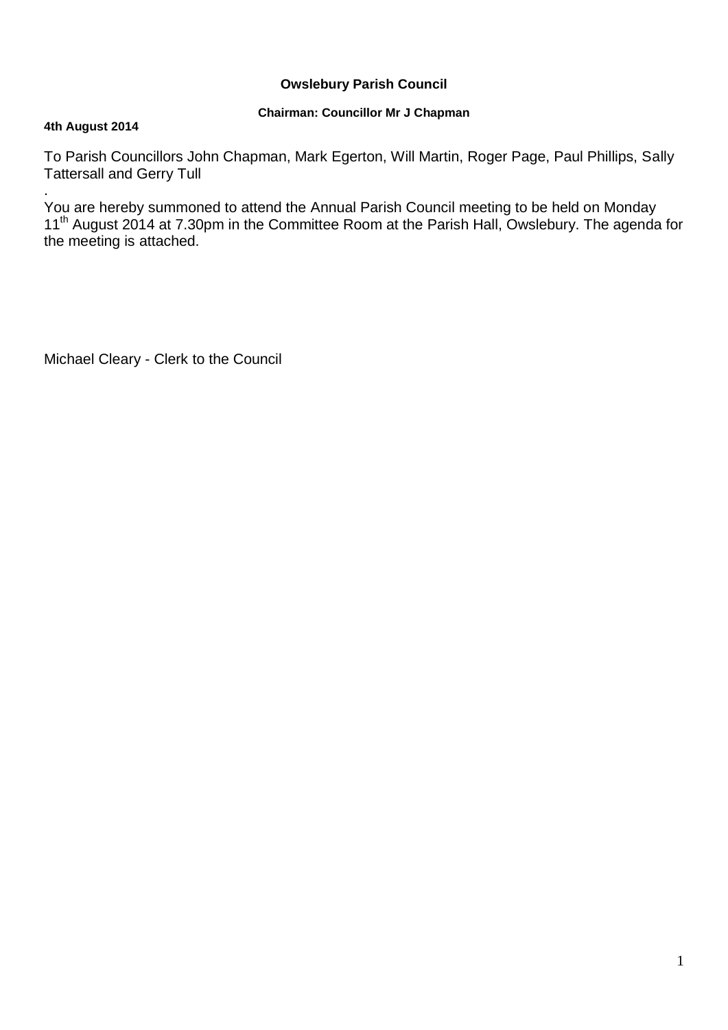**Owslebury Parish Council**

**Chairman: Councillor Mr J Chapman**

**4th August 2014**

To Parish Councillors John Chapman, Mark Egerton, Will Martin, Roger Page, Paul Phillips, Sally Tattersall and Gerry Tull

.

You are hereby summoned to attend the Annual Parish Council meeting to be held on Monday 11th August 2014 at 7.30pm in the Committee Room at the Parish Hall, Owslebury. The agenda for the meeting is attached.

Michael Cleary - Clerk to the Council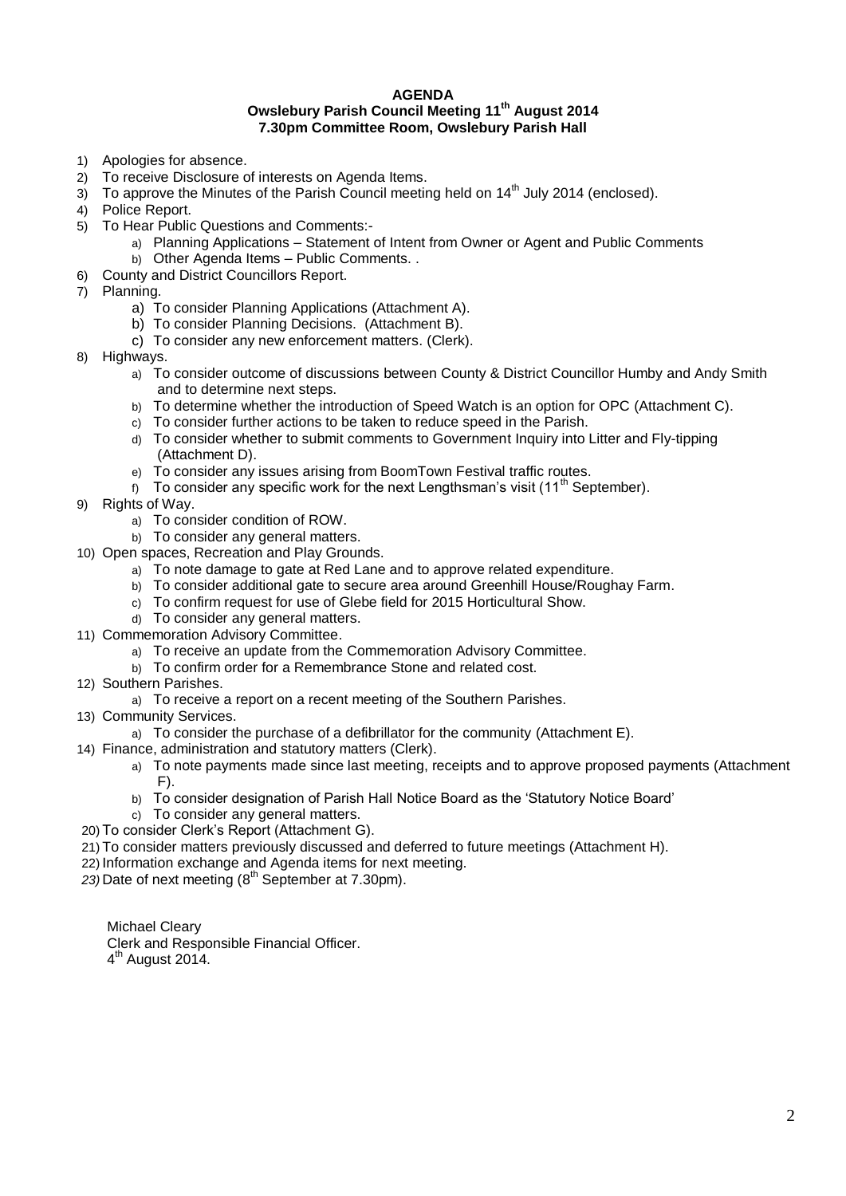**AGENDA**

**Owslebury Parish Council Meeting 11th August 2014**

**7.30pm Committee Room, Owslebury Parish Hall**

1) Apologies for absence.
2) To receive Disclosure of interests on Agenda Items.
3) To approve the Minutes of the Parish Council meeting held on 14th July 2014 (enclosed).
4) Police Report.
5) To Hear Public Questions and Comments:-
   a) Planning Applications – Statement of Intent from Owner or Agent and Public Comments
   b) Other Agenda Items – Public Comments. .
6) County and District Councillors Report.
7) Planning.
   a) To consider Planning Applications (Attachment A).
   b) To consider Planning Decisions. (Attachment B).
   c) To consider any new enforcement matters. (Clerk).
8) Highways.
   a) To consider outcome of discussions between County & District Councillor Humby and Andy Smith and to determine next steps.
   b) To determine whether the introduction of Speed Watch is an option for OPC (Attachment C).
   c) To consider further actions to be taken to reduce speed in the Parish.
   d) To consider whether to submit comments to Government Inquiry into Litter and Fly-tipping (Attachment D).
   e) To consider any issues arising from BoomTown Festival traffic routes.
   f) To consider any specific work for the next Lengthsman's visit (11th September).
9) Rights of Way.
   a) To consider condition of ROW.
   b) To consider any general matters.
10) Open spaces, Recreation and Play Grounds.
   a) To note damage to gate at Red Lane and to approve related expenditure.
   b) To consider additional gate to secure area around Greenhill House/Roughay Farm.
   c) To confirm request for use of Glebe field for 2015 Horticultural Show.
   d) To consider any general matters.
11) Commemoration Advisory Committee.
   a) To receive an update from the Commemoration Advisory Committee.
   b) To confirm order for a Remembrance Stone and related cost.
12) Southern Parishes.
   a) To receive a report on a recent meeting of the Southern Parishes.
13) Community Services.
   a) To consider the purchase of a defibrillator for the community (Attachment E).
14) Finance, administration and statutory matters (Clerk).
   a) To note payments made since last meeting, receipts and to approve proposed payments (Attachment F).
   b) To consider designation of Parish Hall Notice Board as the 'Statutory Notice Board'
   c) To consider any general matters.

20) To consider Clerk's Report (Attachment G).
21) To consider matters previously discussed and deferred to future meetings (Attachment H).
22) Information exchange and Agenda items for next meeting.
23) Date of next meeting (8th September at 7.30pm).

Michael Cleary
Clerk and Responsible Financial Officer.
4th August 2014.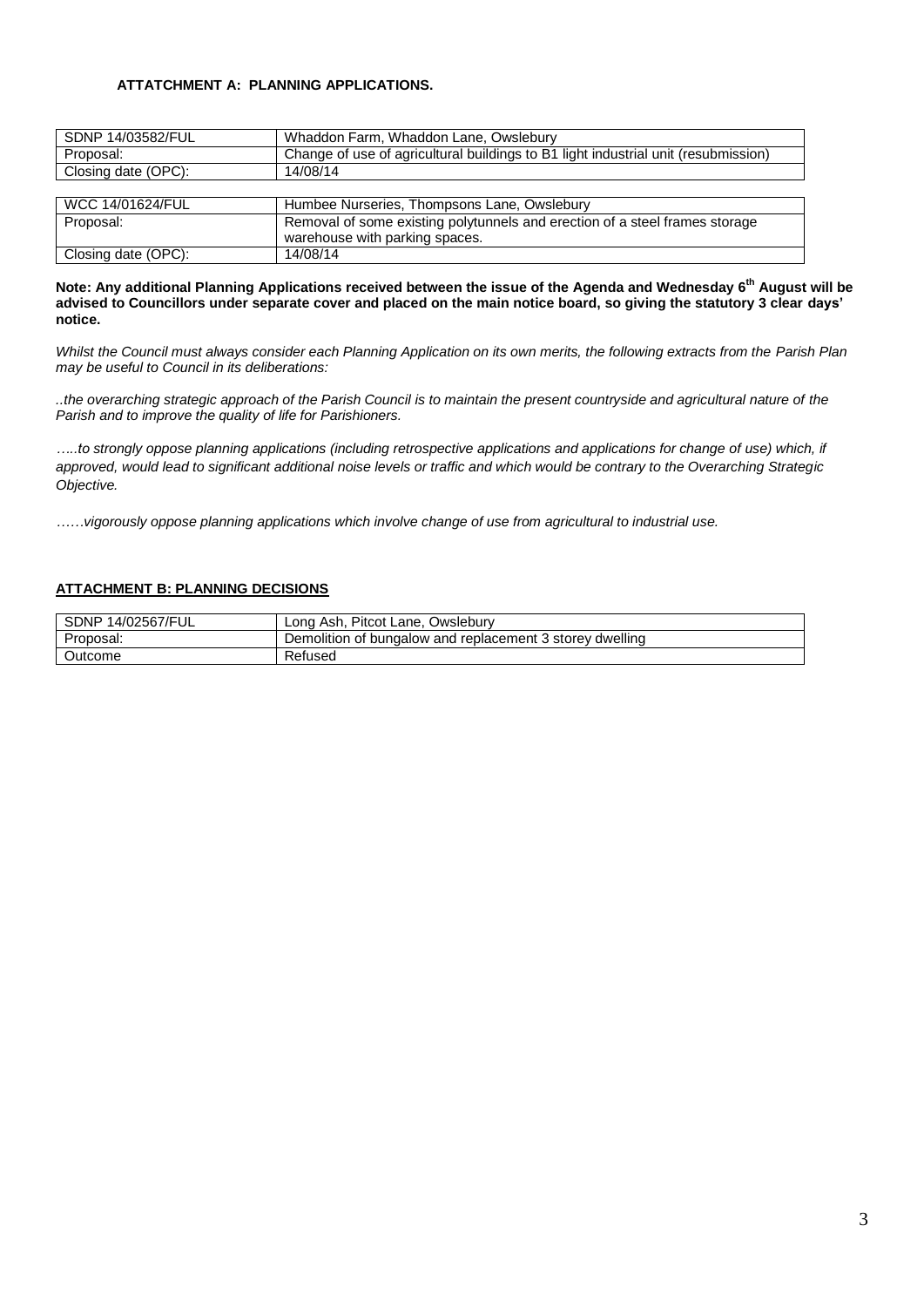**ATTATCHMENT A: PLANNING APPLICATIONS.**

| SDNP 14/03582/FUL | Whaddon Farm, Whaddon Lane, Owslebury |
|---|---|
| Proposal: | Change of use of agricultural buildings to B1 light industrial unit (resubmission) |
| Closing date (OPC): | 14/08/14 |

| WCC 14/01624/FUL | Humbee Nurseries, Thompsons Lane, Owslebury |
|---|---|
| Proposal: | Removal of some existing polytunnels and erection of a steel frames storage warehouse with parking spaces. |
| Closing date (OPC): | 14/08/14 |

**Note: Any additional Planning Applications received between the issue of the Agenda and Wednesday 6th August will be advised to Councillors under separate cover and placed on the main notice board, so giving the statutory 3 clear days' notice.**

*Whilst the Council must always consider each Planning Application on its own merits, the following extracts from the Parish Plan may be useful to Council in its deliberations:*

*..the overarching strategic approach of the Parish Council is to maintain the present countryside and agricultural nature of the Parish and to improve the quality of life for Parishioners.*

*…..to strongly oppose planning applications (including retrospective applications and applications for change of use) which, if approved, would lead to significant additional noise levels or traffic and which would be contrary to the Overarching Strategic Objective.*

*……vigorously oppose planning applications which involve change of use from agricultural to industrial use.*

**ATTACHMENT B: PLANNING DECISIONS**

| SDNP 14/02567/FUL | Long Ash, Pitcot Lane, Owslebury |
|---|---|
| Proposal: | Demolition of bungalow and replacement 3 storey dwelling |
| Outcome | Refused |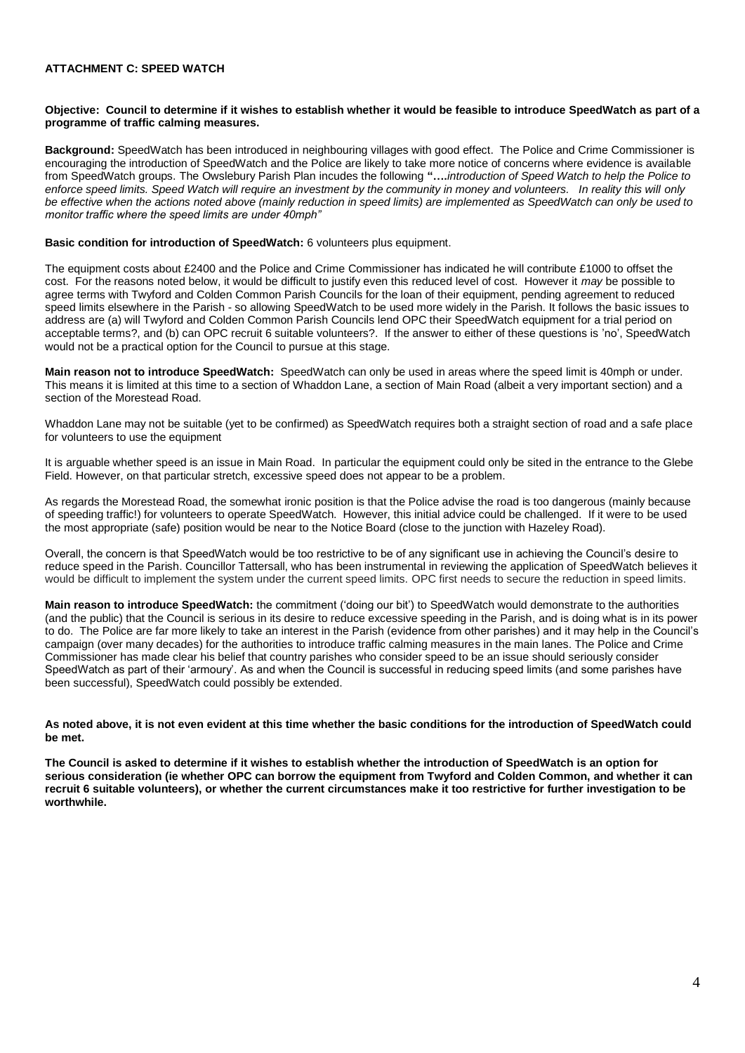**ATTACHMENT C: SPEED WATCH**

**Objective: Council to determine if it wishes to establish whether it would be feasible to introduce SpeedWatch as part of a programme of traffic calming measures.**

**Background:** SpeedWatch has been introduced in neighbouring villages with good effect. The Police and Crime Commissioner is encouraging the introduction of SpeedWatch and the Police are likely to take more notice of concerns where evidence is available from SpeedWatch groups. The Owslebury Parish Plan incudes the following **"….***introduction of Speed Watch to help the Police to enforce speed limits. Speed Watch will require an investment by the community in money and volunteers. In reality this will only be effective when the actions noted above (mainly reduction in speed limits) are implemented as SpeedWatch can only be used to monitor traffic where the speed limits are under 40mph"*

**Basic condition for introduction of SpeedWatch:** 6 volunteers plus equipment.

The equipment costs about £2400 and the Police and Crime Commissioner has indicated he will contribute £1000 to offset the cost. For the reasons noted below, it would be difficult to justify even this reduced level of cost. However it *may* be possible to agree terms with Twyford and Colden Common Parish Councils for the loan of their equipment, pending agreement to reduced speed limits elsewhere in the Parish - so allowing SpeedWatch to be used more widely in the Parish. It follows the basic issues to address are (a) will Twyford and Colden Common Parish Councils lend OPC their SpeedWatch equipment for a trial period on acceptable terms?, and (b) can OPC recruit 6 suitable volunteers?. If the answer to either of these questions is 'no', SpeedWatch would not be a practical option for the Council to pursue at this stage.

**Main reason not to introduce SpeedWatch:** SpeedWatch can only be used in areas where the speed limit is 40mph or under. This means it is limited at this time to a section of Whaddon Lane, a section of Main Road (albeit a very important section) and a section of the Morestead Road.

Whaddon Lane may not be suitable (yet to be confirmed) as SpeedWatch requires both a straight section of road and a safe place for volunteers to use the equipment

It is arguable whether speed is an issue in Main Road. In particular the equipment could only be sited in the entrance to the Glebe Field. However, on that particular stretch, excessive speed does not appear to be a problem.

As regards the Morestead Road, the somewhat ironic position is that the Police advise the road is too dangerous (mainly because of speeding traffic!) for volunteers to operate SpeedWatch. However, this initial advice could be challenged. If it were to be used the most appropriate (safe) position would be near to the Notice Board (close to the junction with Hazeley Road).

Overall, the concern is that SpeedWatch would be too restrictive to be of any significant use in achieving the Council's desire to reduce speed in the Parish. Councillor Tattersall, who has been instrumental in reviewing the application of SpeedWatch believes it would be difficult to implement the system under the current speed limits. OPC first needs to secure the reduction in speed limits.

**Main reason to introduce SpeedWatch:** the commitment ('doing our bit') to SpeedWatch would demonstrate to the authorities (and the public) that the Council is serious in its desire to reduce excessive speeding in the Parish, and is doing what is in its power to do. The Police are far more likely to take an interest in the Parish (evidence from other parishes) and it may help in the Council's campaign (over many decades) for the authorities to introduce traffic calming measures in the main lanes. The Police and Crime Commissioner has made clear his belief that country parishes who consider speed to be an issue should seriously consider SpeedWatch as part of their 'armoury'. As and when the Council is successful in reducing speed limits (and some parishes have been successful), SpeedWatch could possibly be extended.

**As noted above, it is not even evident at this time whether the basic conditions for the introduction of SpeedWatch could be met.**

**The Council is asked to determine if it wishes to establish whether the introduction of SpeedWatch is an option for serious consideration (ie whether OPC can borrow the equipment from Twyford and Colden Common, and whether it can recruit 6 suitable volunteers), or whether the current circumstances make it too restrictive for further investigation to be worthwhile.**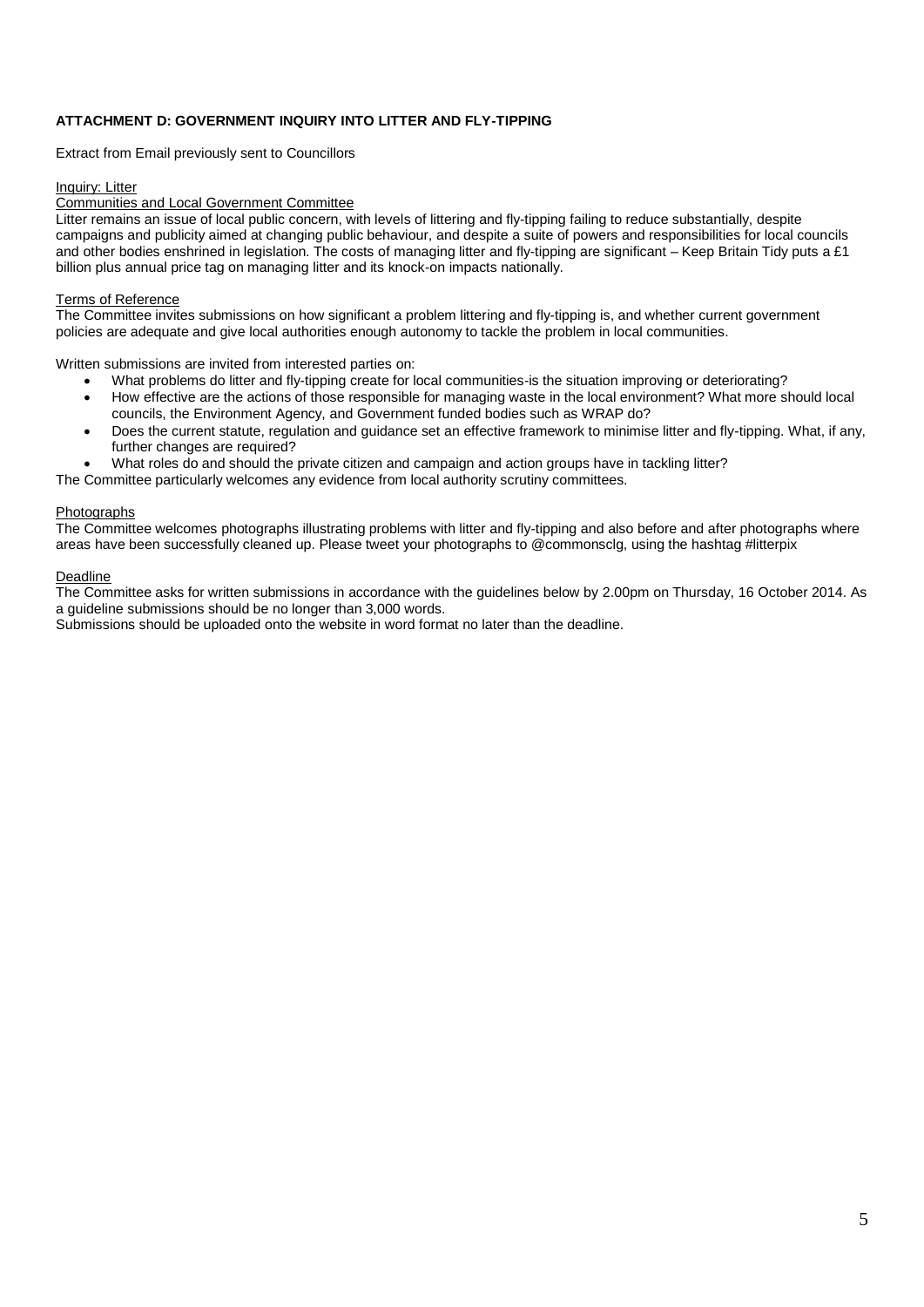**ATTACHMENT D: GOVERNMENT INQUIRY INTO LITTER AND FLY-TIPPING**

Extract from Email previously sent to Councillors

Inquiry: Litter

Communities and Local Government Committee

Litter remains an issue of local public concern, with levels of littering and fly-tipping failing to reduce substantially, despite campaigns and publicity aimed at changing public behaviour, and despite a suite of powers and responsibilities for local councils and other bodies enshrined in legislation. The costs of managing litter and fly-tipping are significant – Keep Britain Tidy puts a £1 billion plus annual price tag on managing litter and its knock-on impacts nationally.

Terms of Reference

The Committee invites submissions on how significant a problem littering and fly-tipping is, and whether current government policies are adequate and give local authorities enough autonomy to tackle the problem in local communities.

Written submissions are invited from interested parties on:

- What problems do litter and fly-tipping create for local communities-is the situation improving or deteriorating?
- How effective are the actions of those responsible for managing waste in the local environment? What more should local councils, the Environment Agency, and Government funded bodies such as WRAP do?
- Does the current statute, regulation and guidance set an effective framework to minimise litter and fly-tipping. What, if any, further changes are required?
- What roles do and should the private citizen and campaign and action groups have in tackling litter?

The Committee particularly welcomes any evidence from local authority scrutiny committees.

Photographs

The Committee welcomes photographs illustrating problems with litter and fly-tipping and also before and after photographs where areas have been successfully cleaned up. Please tweet your photographs to @commonsclg, using the hashtag #litterpix

Deadline

The Committee asks for written submissions in accordance with the guidelines below by 2.00pm on Thursday, 16 October 2014. As a guideline submissions should be no longer than 3,000 words.

Submissions should be uploaded onto the website in word format no later than the deadline.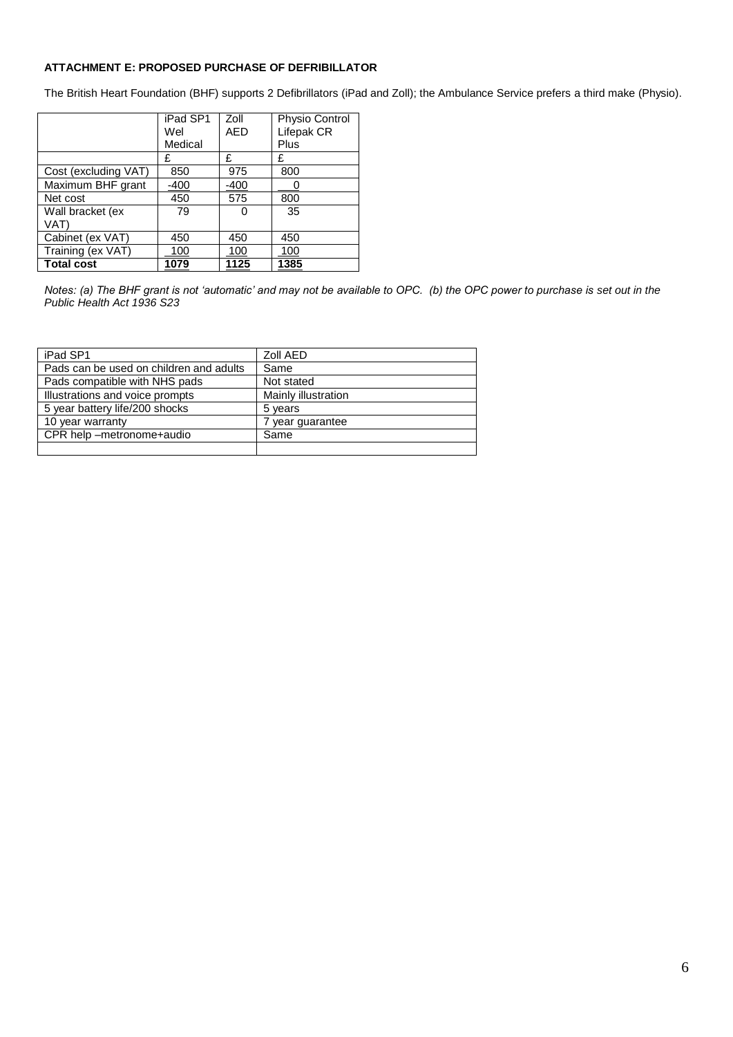**ATTACHMENT E: PROPOSED PURCHASE OF DEFRIBILLATOR**

The British Heart Foundation (BHF) supports 2 Defibrillators (iPad and Zoll); the Ambulance Service prefers a third make (Physio).

| | iPad SP1 Wel Medical | Zoll AED | Physio Control Lifepak CR Plus |
|---|---|---|---|
| | £ | £ | £ |
| Cost (excluding VAT) | 850 | 975 | 800 |
| Maximum BHF grant | -400 | -400 | 0 |
| Net cost | 450 | 575 | 800 |
| Wall bracket (ex VAT) | 79 | 0 | 35 |
| Cabinet (ex VAT) | 450 | 450 | 450 |
| Training (ex VAT) | 100 | 100 | 100 |
| **Total cost** | **1079** | **1125** | **1385** |

*Notes: (a) The BHF grant is not 'automatic' and may not be available to OPC. (b) the OPC power to purchase is set out in the Public Health Act 1936 S23*

| iPad SP1 | Zoll AED |
|---|---|
| Pads can be used on children and adults | Same |
| Pads compatible with NHS pads | Not stated |
| Illustrations and voice prompts | Mainly illustration |
| 5 year battery life/200 shocks | 5 years |
| 10 year warranty | 7 year guarantee |
| CPR help –metronome+audio | Same |
| | |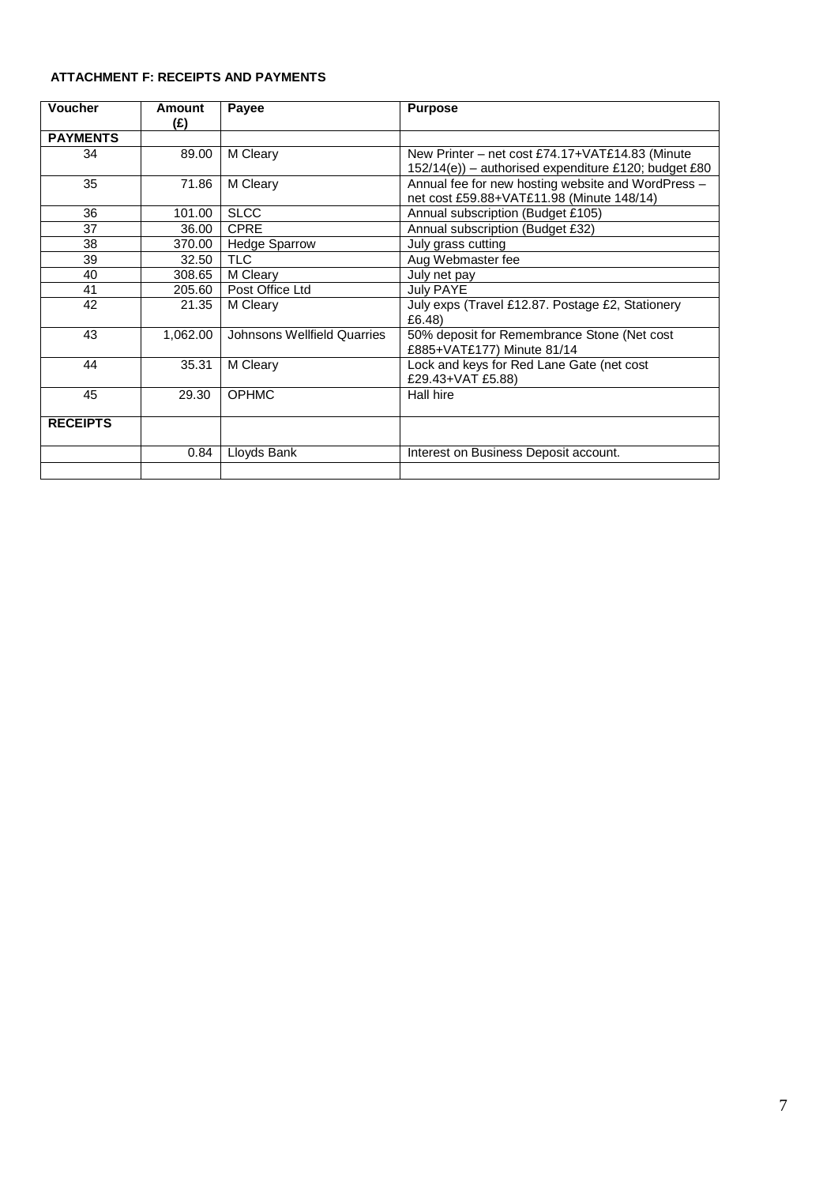**ATTACHMENT F: RECEIPTS AND PAYMENTS**

| Voucher | Amount (£) | Payee | Purpose |
|---|---|---|---|
| **PAYMENTS** | | | |
| 34 | 89.00 | M Cleary | New Printer – net cost £74.17+VAT£14.83 (Minute 152/14(e)) – authorised expenditure £120; budget £80 |
| 35 | 71.86 | M Cleary | Annual fee for new hosting website and WordPress – net cost £59.88+VAT£11.98 (Minute 148/14) |
| 36 | 101.00 | SLCC | Annual subscription (Budget £105) |
| 37 | 36.00 | CPRE | Annual subscription (Budget £32) |
| 38 | 370.00 | Hedge Sparrow | July grass cutting |
| 39 | 32.50 | TLC | Aug Webmaster fee |
| 40 | 308.65 | M Cleary | July net pay |
| 41 | 205.60 | Post Office Ltd | July PAYE |
| 42 | 21.35 | M Cleary | July exps (Travel £12.87. Postage £2, Stationery £6.48) |
| 43 | 1,062.00 | Johnsons Wellfield Quarries | 50% deposit for Remembrance Stone (Net cost £885+VAT£177) Minute 81/14 |
| 44 | 35.31 | M Cleary | Lock and keys for Red Lane Gate (net cost £29.43+VAT £5.88) |
| 45 | 29.30 | OPHMC | Hall hire |
| **RECEIPTS** | | | |
| | 0.84 | Lloyds Bank | Interest on Business Deposit account. |
| | | | |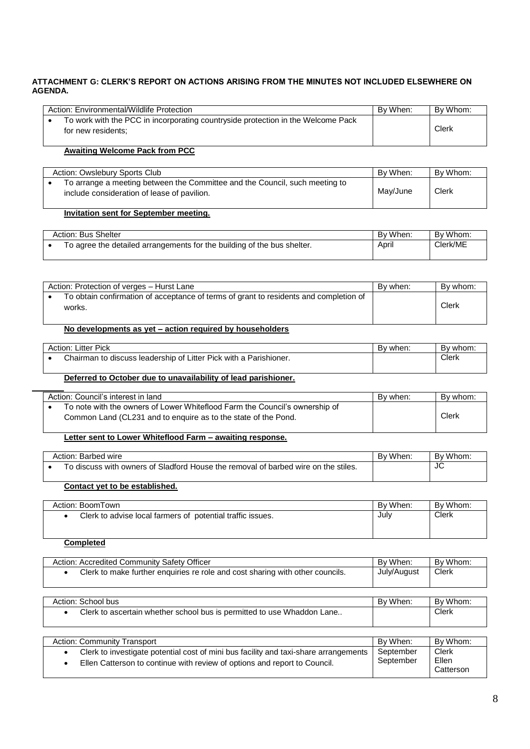**ATTACHMENT G: CLERK'S REPORT ON ACTIONS ARISING FROM THE MINUTES NOT INCLUDED ELSEWHERE ON AGENDA.**

| Action: Environmental/Wildlife Protection | By When: | By Whom: |
|---|---|---|
| • To work with the PCC in incorporating countryside protection in the Welcome Pack for new residents; | | Clerk |

**Awaiting Welcome Pack from PCC**

| Action: Owslebury Sports Club | By When: | By Whom: |
|---|---|---|
| • To arrange a meeting between the Committee and the Council, such meeting to include consideration of lease of pavilion. | May/June | Clerk |

**Invitation sent for September meeting.**

| Action: Bus Shelter | By When: | By Whom: |
|---|---|---|
| • To agree the detailed arrangements for the building of the bus shelter. | April | Clerk/ME |

| Action: Protection of verges – Hurst Lane | By when: | By whom: |
|---|---|---|
| • To obtain confirmation of acceptance of terms of grant to residents and completion of works. | | Clerk |

**No developments as yet – action required by householders**

| Action: Litter Pick | By when: | By whom: |
|---|---|---|
| • Chairman to discuss leadership of Litter Pick with a Parishioner. | | Clerk |

**Deferred to October due to unavailability of lead parishioner.**

| Action: Council's interest in land | By when: | By whom: |
|---|---|---|
| • To note with the owners of Lower Whiteflood Farm the Council's ownership of Common Land (CL231 and to enquire as to the state of the Pond. | | Clerk |

**Letter sent to Lower Whiteflood Farm – awaiting response.**

| Action: Barbed wire | By When: | By Whom: |
|---|---|---|
| • To discuss with owners of Sladford House the removal of barbed wire on the stiles. | | JC |

**Contact yet to be established.**

| Action: BoomTown | By When: | By Whom: |
|---|---|---|
| • Clerk to advise local farmers of potential traffic issues. | July | Clerk |

**Completed**

| Action: Accredited Community Safety Officer | By When: | By Whom: |
|---|---|---|
| • Clerk to make further enquiries re role and cost sharing with other councils. | July/August | Clerk |

| Action: School bus | By When: | By Whom: |
|---|---|---|
| • Clerk to ascertain whether school bus is permitted to use Whaddon Lane.. | | Clerk |

| Action: Community Transport | By When: | By Whom: |
|---|---|---|
| • Clerk to investigate potential cost of mini bus facility and taxi-share arrangements<br>• Ellen Catterson to continue with review of options and report to Council. | September<br>September | Clerk<br>Ellen Catterson |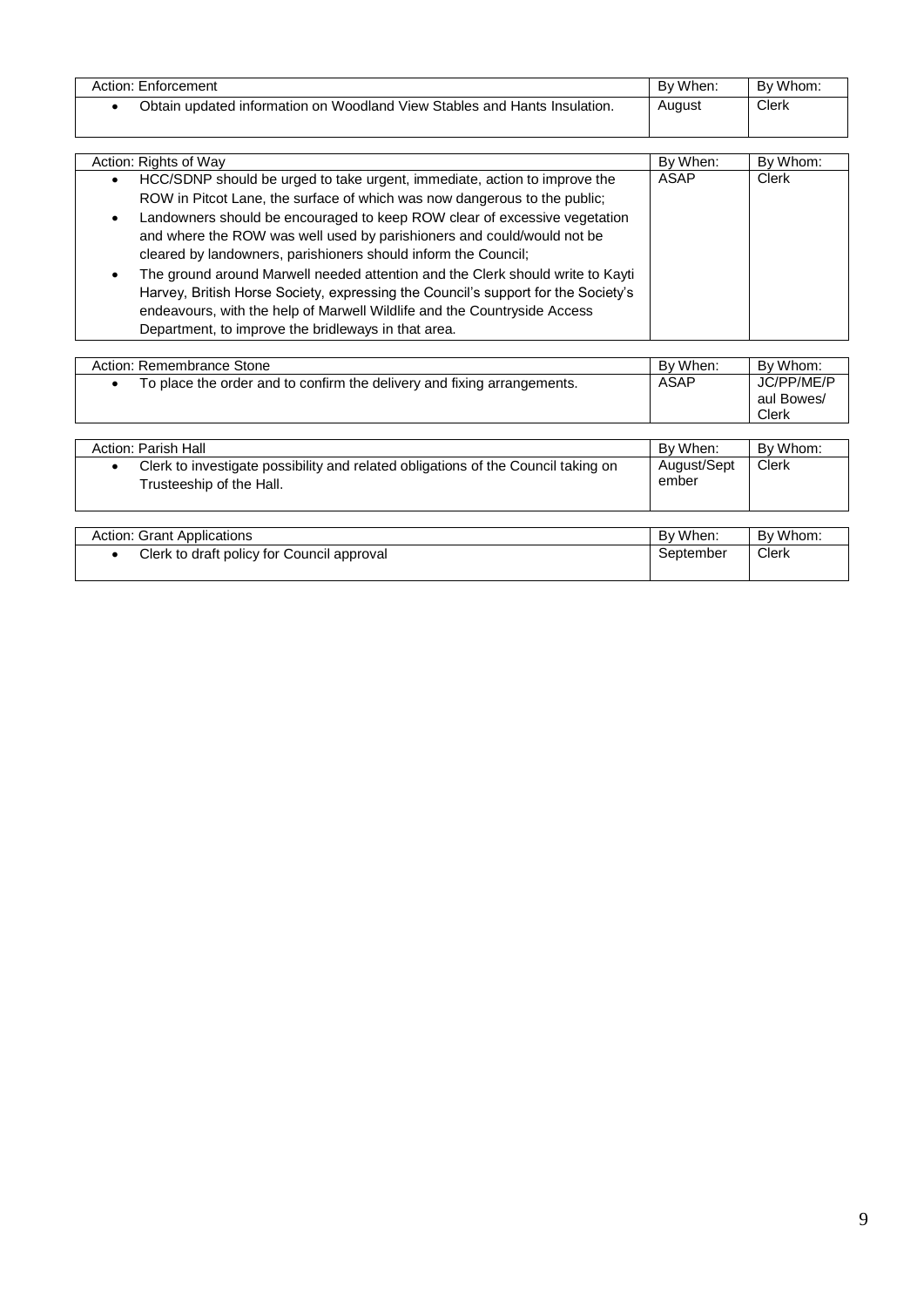| Action: Enforcement | By When: | By Whom: |
|---|---|---|
| • Obtain updated information on Woodland View Stables and Hants Insulation. | August | Clerk |

| Action: Rights of Way | By When: | By Whom: |
|---|---|---|
| • HCC/SDNP should be urged to take urgent, immediate, action to improve the ROW in Pitcot Lane, the surface of which was now dangerous to the public;<br>• Landowners should be encouraged to keep ROW clear of excessive vegetation and where the ROW was well used by parishioners and could/would not be cleared by landowners, parishioners should inform the Council;<br>• The ground around Marwell needed attention and the Clerk should write to Kayti Harvey, British Horse Society, expressing the Council's support for the Society's endeavours, with the help of Marwell Wildlife and the Countryside Access Department, to improve the bridleways in that area. | ASAP | Clerk |

| Action: Remembrance Stone | By When: | By Whom: |
|---|---|---|
| • To place the order and to confirm the delivery and fixing arrangements. | ASAP | JC/PP/ME/Paul Bowes/ Clerk |

| Action: Parish Hall | By When: | By Whom: |
|---|---|---|
| • Clerk to investigate possibility and related obligations of the Council taking on Trusteeship of the Hall. | August/September | Clerk |

| Action: Grant Applications | By When: | By Whom: |
|---|---|---|
| • Clerk to draft policy for Council approval | September | Clerk |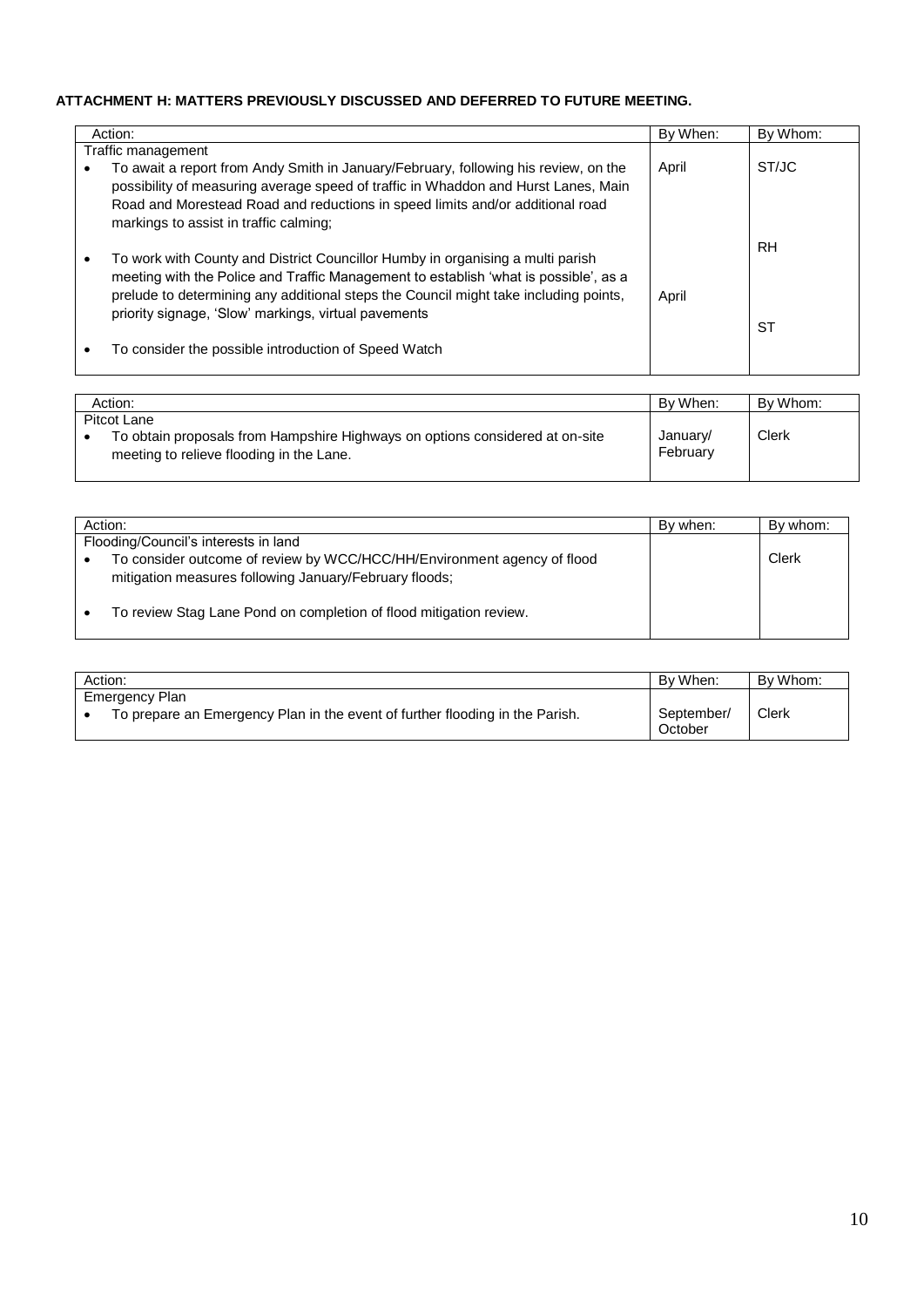**ATTACHMENT H: MATTERS PREVIOUSLY DISCUSSED AND DEFERRED TO FUTURE MEETING.**

| Action: | By When: | By Whom: |
|---|---|---|
| Traffic management<br>• To await a report from Andy Smith in January/February, following his review, on the possibility of measuring average speed of traffic in Whaddon and Hurst Lanes, Main Road and Morestead Road and reductions in speed limits and/or additional road markings to assist in traffic calming;<br>• To work with County and District Councillor Humby in organising a multi parish meeting with the Police and Traffic Management to establish 'what is possible', as a prelude to determining any additional steps the Council might take including points, priority signage, 'Slow' markings, virtual pavements<br>• To consider the possible introduction of Speed Watch | April<br><br>April | ST/JC<br><br>RH<br><br>ST |

| Action: | By When: | By Whom: |
|---|---|---|
| Pitcot Lane<br>• To obtain proposals from Hampshire Highways on options considered at on-site meeting to relieve flooding in the Lane. | January/ February | Clerk |

| Action: | By when: | By whom: |
|---|---|---|
| Flooding/Council's interests in land<br>• To consider outcome of review by WCC/HCC/HH/Environment agency of flood mitigation measures following January/February floods;<br>• To review Stag Lane Pond on completion of flood mitigation review. | | Clerk |

| Action: | By When: | By Whom: |
|---|---|---|
| Emergency Plan<br>• To prepare an Emergency Plan in the event of further flooding in the Parish. | September/ October | Clerk |